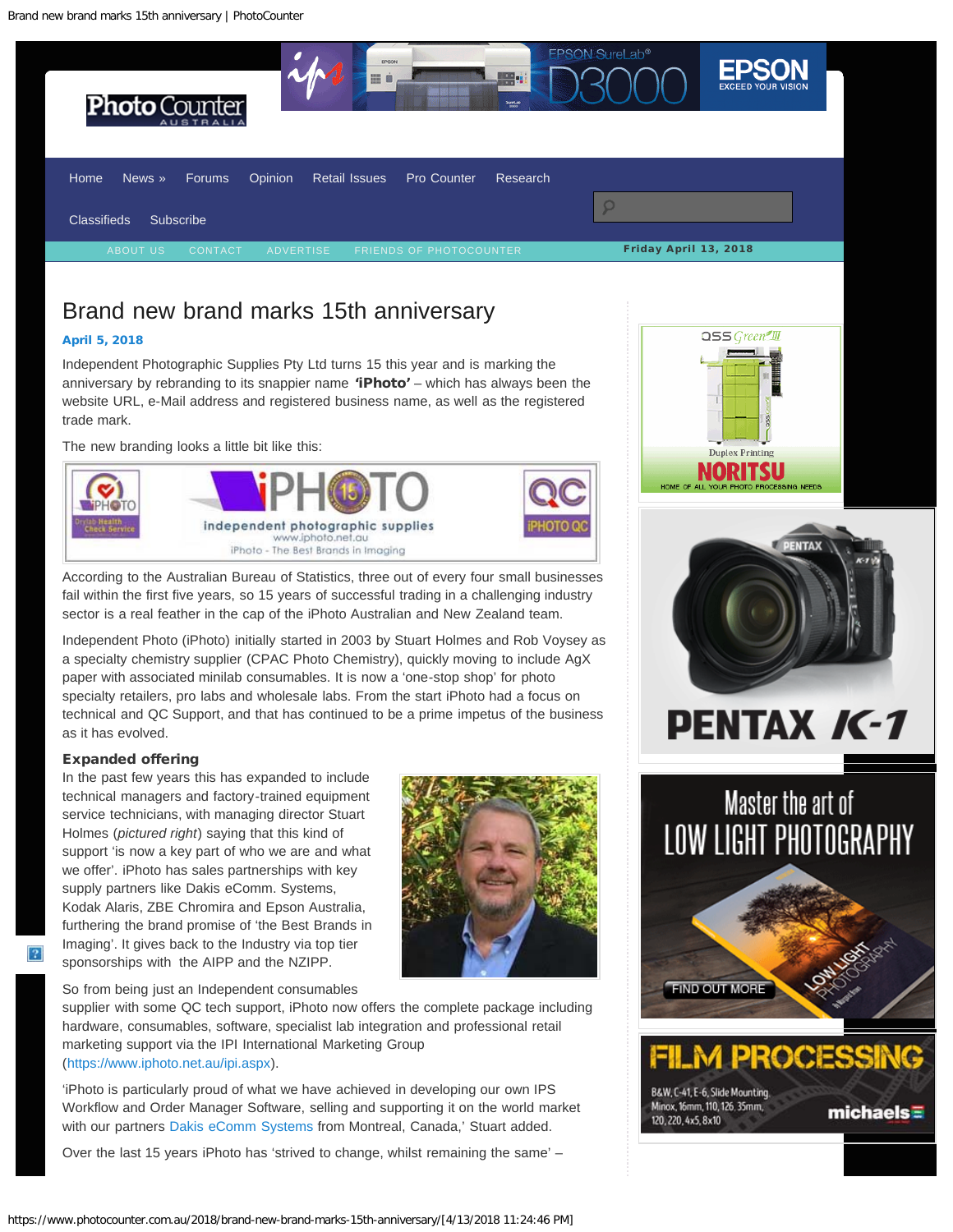# Brand new brand marks 15th anniversary

**April 5, 2018**

Independent Photographic Supplies Pty Ltd turns 15 this year and is marking the anniversary by rebranding to its snappier name **'iPhoto'** – which has always been the website URL, e-Mail address and registered business name, as well as the registered trade mark.

The new branding looks a little bit like this:

According to the Australian Bureau of Statistics, three out of every four small businesses fail within the first five years, so 15 years of successful trading in a challenging industry sector is a real feather in the cap of the iPhoto Australian and New Zealand team.

Independent Photo (iPhoto) initially started in 2003 by Stuart Holmes and Rob Voysey as a specialty chemistry supplier (CPAC Photo Chemistry), quickly moving to include AgX paper with associated minilab consumables. It is now a 'one-stop shop' for photo specialty retailers, pro labs and wholesale labs. From the start iPhoto had a focus on technical and QC Support, and that has continued to be a prime impetus of the business as it has evolved.

### Expanded offering

In the past few years this has expanded to include technical managers and factory-trained equipment service technicians, with managing director Stuart Holmes (*pictured right*) saying that this kind of support 'is now a key part of who we are and what we offer'. iPhoto has sales partnerships with key supply partners like Dakis eComm. Systems, Kodak Alaris, ZBE Chromira and Epson Australia, furthering the brand promise of 'the Best Brands in Imaging'. It gives back to the Industry via top tier sponsorships with the AIPP and the NZIPP.

So from being just an Independent consumables supplier with some QC tech support, iPhoto now offers the complete package including hardware, consumables, software, specialist lab integration and professional retail marketing support via the IPI International Marketing Group (https://www.iphoto.net.au/ipi.aspx).

'iPhoto is particularly proud of what we have achieved in developing our own IPS Workflow and Order Manager Software, selling and supporting it on the world market with our partners Dakis eComm Systems from Montreal, Canada,' Stuart added.

Over the last 15 years iPhoto has 'strived to change, whilst remaining the same' –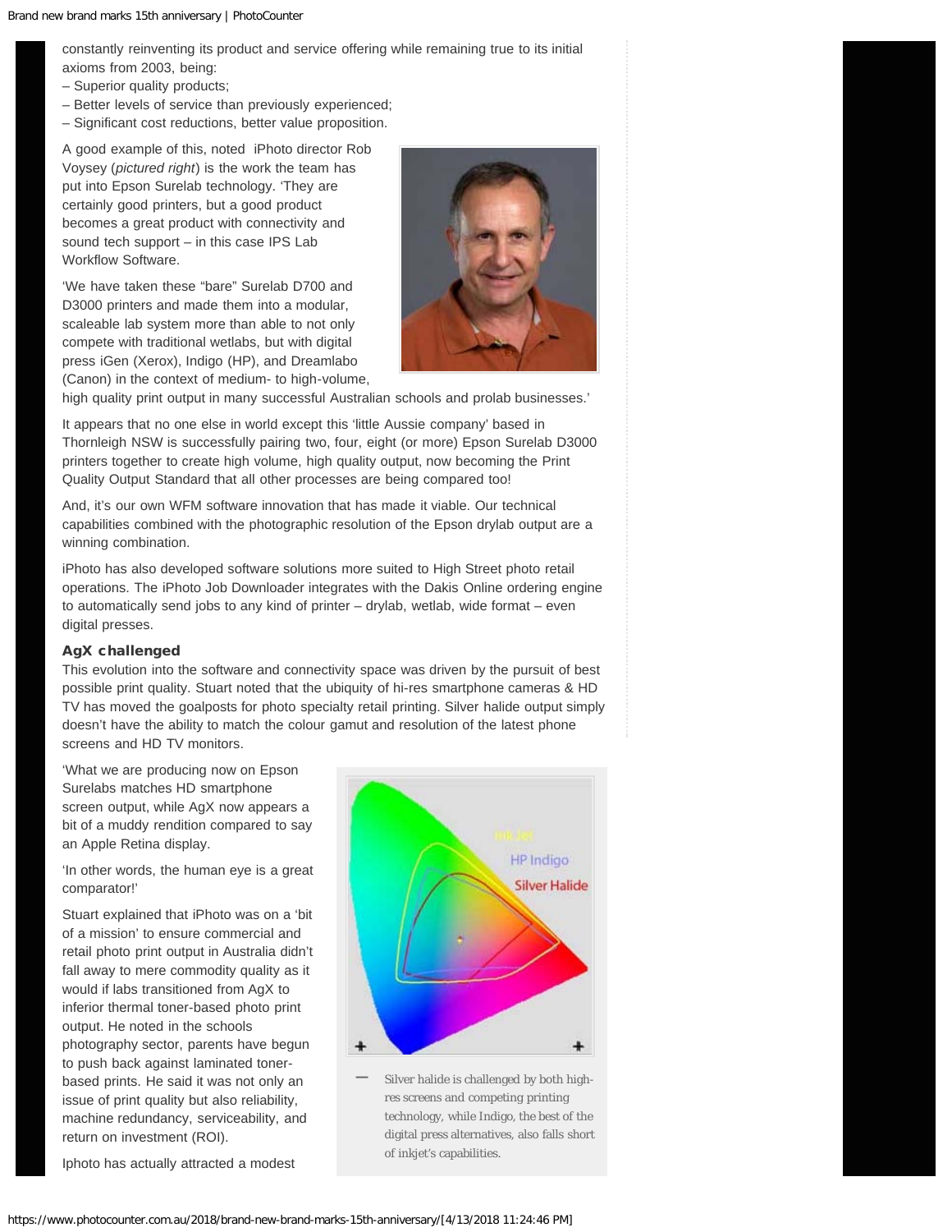constantly reinventing its product and service offering while remaining true to its initial axioms from 2003, being:

– Superior quality products;
– Better levels of service than previously experienced;
– Significant cost reductions, better value proposition.

A good example of this, noted iPhoto director Rob Voysey (*pictured right*) is the work the team has put into Epson Surelab technology. 'They are certainly good printers, but a good product becomes a great product with connectivity and sound tech support – in this case IPS Lab Workflow Software.

'We have taken these "bare" Surelab D700 and D3000 printers and made them into a modular, scaleable lab system more than able to not only compete with traditional wetlabs, but with digital press iGen (Xerox), Indigo (HP), and Dreamlabo (Canon) in the context of medium- to high-volume, high quality print output in many successful Australian schools and prolab businesses.'

It appears that no one else in world except this 'little Aussie company' based in Thornleigh NSW is successfully pairing two, four, eight (or more) Epson Surelab D3000 printers together to create high volume, high quality output, now becoming the Print Quality Output Standard that all other processes are being compared too!

And, it's our own WFM software innovation that has made it viable. Our technical capabilities combined with the photographic resolution of the Epson drylab output are a winning combination.

iPhoto has also developed software solutions more suited to High Street photo retail operations. The iPhoto Job Downloader integrates with the Dakis Online ordering engine to automatically send jobs to any kind of printer – drylab, wetlab, wide format – even digital presses.

**AgX challenged**

This evolution into the software and connectivity space was driven by the pursuit of best possible print quality. Stuart noted that the ubiquity of hi-res smartphone cameras & HD TV has moved the goalposts for photo specialty retail printing. Silver halide output simply doesn't have the ability to match the colour gamut and resolution of the latest phone screens and HD TV monitors.

'What we are producing now on Epson Surelabs matches HD smartphone screen output, while AgX now appears a bit of a muddy rendition compared to say an Apple Retina display.

'In other words, the human eye is a great comparator!'

Stuart explained that iPhoto was on a 'bit of a mission' to ensure commercial and retail photo print output in Australia didn't fall away to mere commodity quality as it would if labs transitioned from AgX to inferior thermal toner-based photo print output. He noted in the schools photography sector, parents have begun to push back against laminated toner-based prints. He said it was not only an issue of print quality but also reliability, machine redundancy, serviceability, and return on investment (ROI).

Silver halide is challenged by both high-res screens and competing printing technology, while Indigo, the best of the digital press alternatives, also falls short of inkjet's capabilities.

Iphoto has actually attracted a modest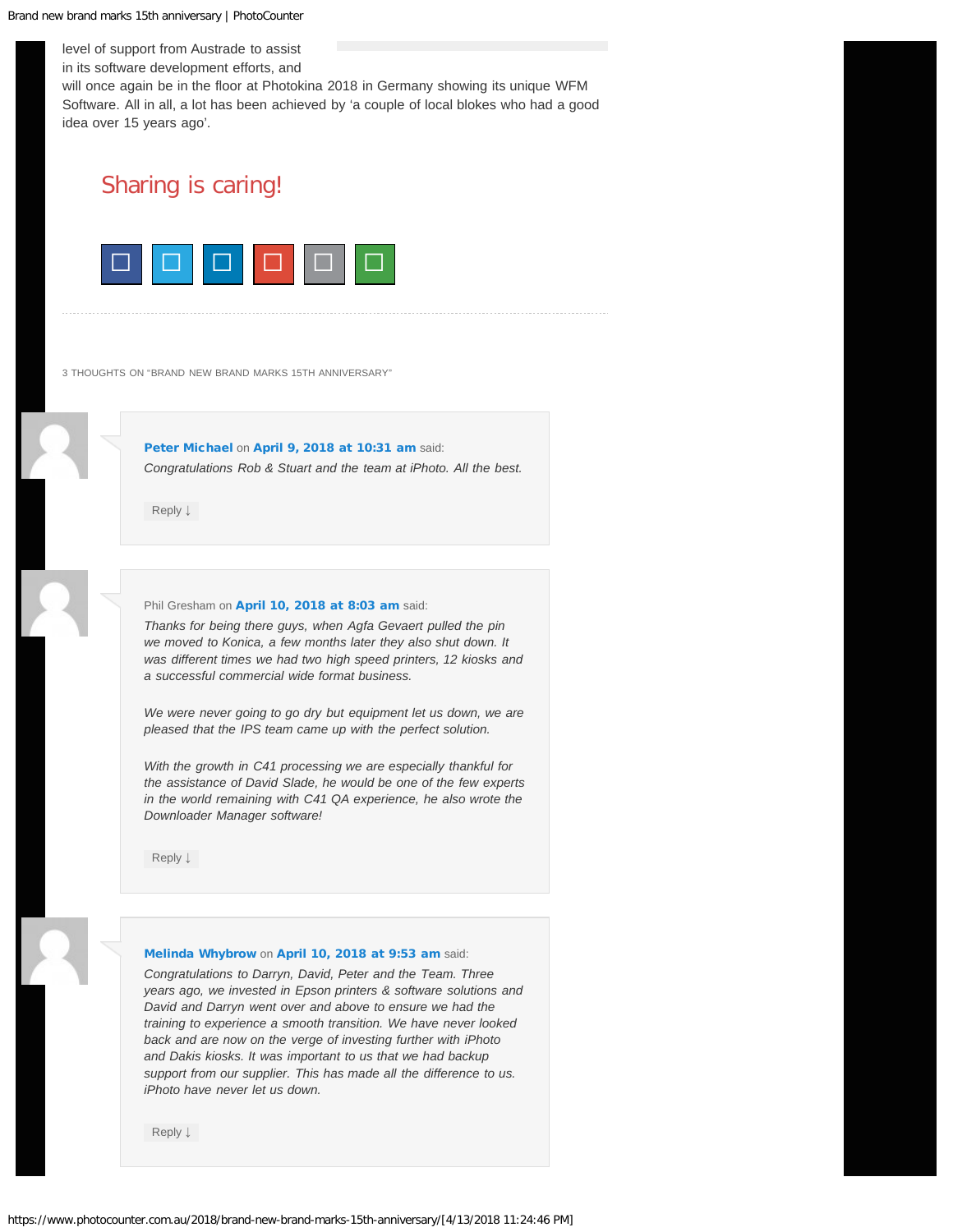level of support from Austrade to assist in its software development efforts, and will once again be in the floor at Photokina 2018 in Germany showing its unique WFM Software. All in all, a lot has been achieved by 'a couple of local blokes who had a good idea over 15 years ago'.

## Sharing is caring!

---

3 THOUGHTS ON "BRAND NEW BRAND MARKS 15TH ANNIVERSARY"

**Peter Michael** on **April 9, 2018 at 10:31 am** said:

*Congratulations Rob & Stuart and the team at iPhoto. All the best.*

Reply ↓

Phil Gresham on **April 10, 2018 at 8:03 am** said:

*Thanks for being there guys, when Agfa Gevaert pulled the pin we moved to Konica, a few months later they also shut down. It was different times we had two high speed printers, 12 kiosks and a successful commercial wide format business.*

*We were never going to go dry but equipment let us down, we are pleased that the IPS team came up with the perfect solution.*

*With the growth in C41 processing we are especially thankful for the assistance of David Slade, he would be one of the few experts in the world remaining with C41 QA experience, he also wrote the Downloader Manager software!*

Reply ↓

**Melinda Whybrow** on **April 10, 2018 at 9:53 am** said:

*Congratulations to Darryn, David, Peter and the Team. Three years ago, we invested in Epson printers & software solutions and David and Darryn went over and above to ensure we had the training to experience a smooth transition. We have never looked back and are now on the verge of investing further with iPhoto and Dakis kiosks. It was important to us that we had backup support from our supplier. This has made all the difference to us. iPhoto have never let us down.*

Reply ↓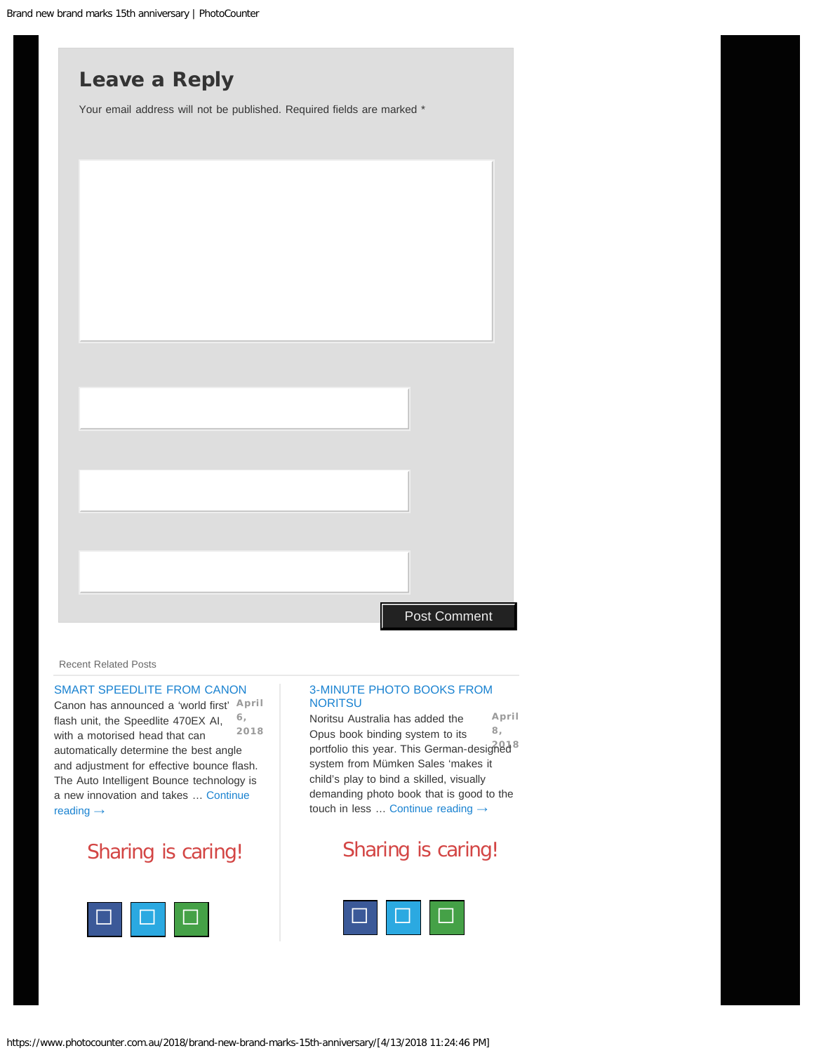## Leave a Reply

Your email address will not be published. Required fields are marked *

Post Comment

Recent Related Posts

### SMART SPEEDLITE FROM CANON

April 6, 2018

Canon has announced a 'world first' flash unit, the Speedlite 470EX AI, with a motorised head that can automatically determine the best angle and adjustment for effective bounce flash. The Auto Intelligent Bounce technology is a new innovation and takes … Continue reading →

Sharing is caring!

### 3-MINUTE PHOTO BOOKS FROM NORITSU

April 8, 2018

Noritsu Australia has added the Opus book binding system to its portfolio this year. This German-designed system from Mümken Sales 'makes it child's play to bind a skilled, visually demanding photo book that is good to the touch in less … Continue reading →

Sharing is caring!